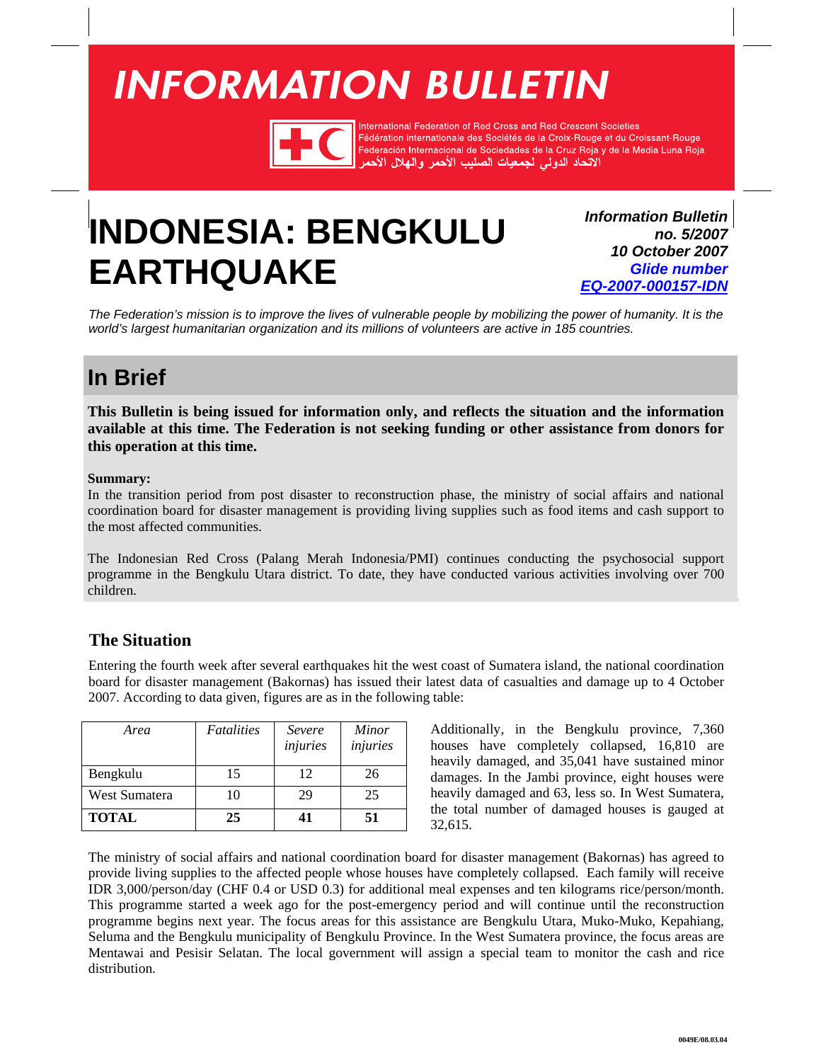# INFORMATION BULLETIN

International Federation of Red Cross and Red Crescent Societies
Fédération internationale des Sociétés de la Croix-Rouge et du Croissant-Rouge
Federación Internacional de Sociedades de la Cruz Roja y de la Media Luna Roja
الاتحاد الدولي لجمعيات الصليب الأحمر والهلال الأحمر

# INDONESIA: BENGKULU EARTHQUAKE

***Information Bulletin no. 5/2007***
***10 October 2007***
***Glide number EQ-2007-000157-IDN***

*The Federation's mission is to improve the lives of vulnerable people by mobilizing the power of humanity. It is the world's largest humanitarian organization and its millions of volunteers are active in 185 countries.*

## In Brief

**This Bulletin is being issued for information only, and reflects the situation and the information available at this time. The Federation is not seeking funding or other assistance from donors for this operation at this time.**

**Summary:**
In the transition period from post disaster to reconstruction phase, the ministry of social affairs and national coordination board for disaster management is providing living supplies such as food items and cash support to the most affected communities.

The Indonesian Red Cross (Palang Merah Indonesia/PMI) continues conducting the psychosocial support programme in the Bengkulu Utara district. To date, they have conducted various activities involving over 700 children.

### The Situation

Entering the fourth week after several earthquakes hit the west coast of Sumatera island, the national coordination board for disaster management (Bakornas) has issued their latest data of casualties and damage up to 4 October 2007. According to data given, figures are as in the following table:

| *Area* | *Fatalities* | *Severe injuries* | *Minor injuries* |
|---|---|---|---|
| Bengkulu | 15 | 12 | 26 |
| West Sumatera | 10 | 29 | 25 |
| **TOTAL** | **25** | **41** | **51** |

Additionally, in the Bengkulu province, 7,360 houses have completely collapsed, 16,810 are heavily damaged, and 35,041 have sustained minor damages. In the Jambi province, eight houses were heavily damaged and 63, less so. In West Sumatera, the total number of damaged houses is gauged at 32,615.

The ministry of social affairs and national coordination board for disaster management (Bakornas) has agreed to provide living supplies to the affected people whose houses have completely collapsed. Each family will receive IDR 3,000/person/day (CHF 0.4 or USD 0.3) for additional meal expenses and ten kilograms rice/person/month. This programme started a week ago for the post-emergency period and will continue until the reconstruction programme begins next year. The focus areas for this assistance are Bengkulu Utara, Muko-Muko, Kepahiang, Seluma and the Bengkulu municipality of Bengkulu Province. In the West Sumatera province, the focus areas are Mentawai and Pesisir Selatan. The local government will assign a special team to monitor the cash and rice distribution.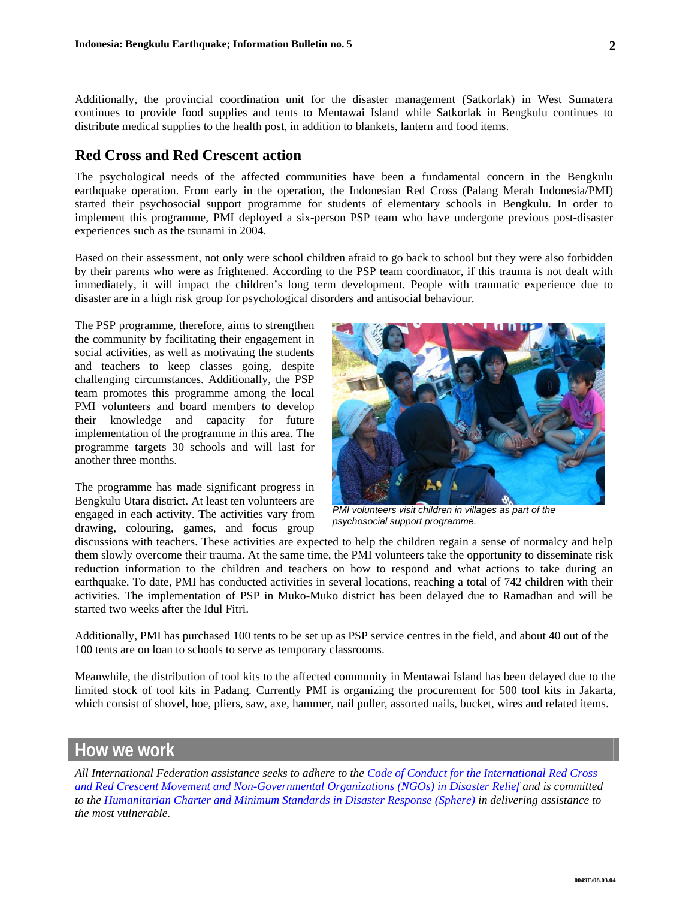Additionally, the provincial coordination unit for the disaster management (Satkorlak) in West Sumatera continues to provide food supplies and tents to Mentawai Island while Satkorlak in Bengkulu continues to distribute medical supplies to the health post, in addition to blankets, lantern and food items.

## Red Cross and Red Crescent action

The psychological needs of the affected communities have been a fundamental concern in the Bengkulu earthquake operation. From early in the operation, the Indonesian Red Cross (Palang Merah Indonesia/PMI) started their psychosocial support programme for students of elementary schools in Bengkulu. In order to implement this programme, PMI deployed a six-person PSP team who have undergone previous post-disaster experiences such as the tsunami in 2004.

Based on their assessment, not only were school children afraid to go back to school but they were also forbidden by their parents who were as frightened. According to the PSP team coordinator, if this trauma is not dealt with immediately, it will impact the children's long term development. People with traumatic experience due to disaster are in a high risk group for psychological disorders and antisocial behaviour.

The PSP programme, therefore, aims to strengthen the community by facilitating their engagement in social activities, as well as motivating the students and teachers to keep classes going, despite challenging circumstances. Additionally, the PSP team promotes this programme among the local PMI volunteers and board members to develop their knowledge and capacity for future implementation of the programme in this area. The programme targets 30 schools and will last for another three months.

*PMI volunteers visit children in villages as part of the psychosocial support programme.*

The programme has made significant progress in Bengkulu Utara district. At least ten volunteers are engaged in each activity. The activities vary from drawing, colouring, games, and focus group discussions with teachers. These activities are expected to help the children regain a sense of normalcy and help them slowly overcome their trauma. At the same time, the PMI volunteers take the opportunity to disseminate risk reduction information to the children and teachers on how to respond and what actions to take during an earthquake. To date, PMI has conducted activities in several locations, reaching a total of 742 children with their activities. The implementation of PSP in Muko-Muko district has been delayed due to Ramadhan and will be started two weeks after the Idul Fitri.

Additionally, PMI has purchased 100 tents to be set up as PSP service centres in the field, and about 40 out of the 100 tents are on loan to schools to serve as temporary classrooms.

Meanwhile, the distribution of tool kits to the affected community in Mentawai Island has been delayed due to the limited stock of tool kits in Padang. Currently PMI is organizing the procurement for 500 tool kits in Jakarta, which consist of shovel, hoe, pliers, saw, axe, hammer, nail puller, assorted nails, bucket, wires and related items.

## How we work

*All International Federation assistance seeks to adhere to the Code of Conduct for the International Red Cross and Red Crescent Movement and Non-Governmental Organizations (NGOs) in Disaster Relief and is committed to the Humanitarian Charter and Minimum Standards in Disaster Response (Sphere) in delivering assistance to the most vulnerable.*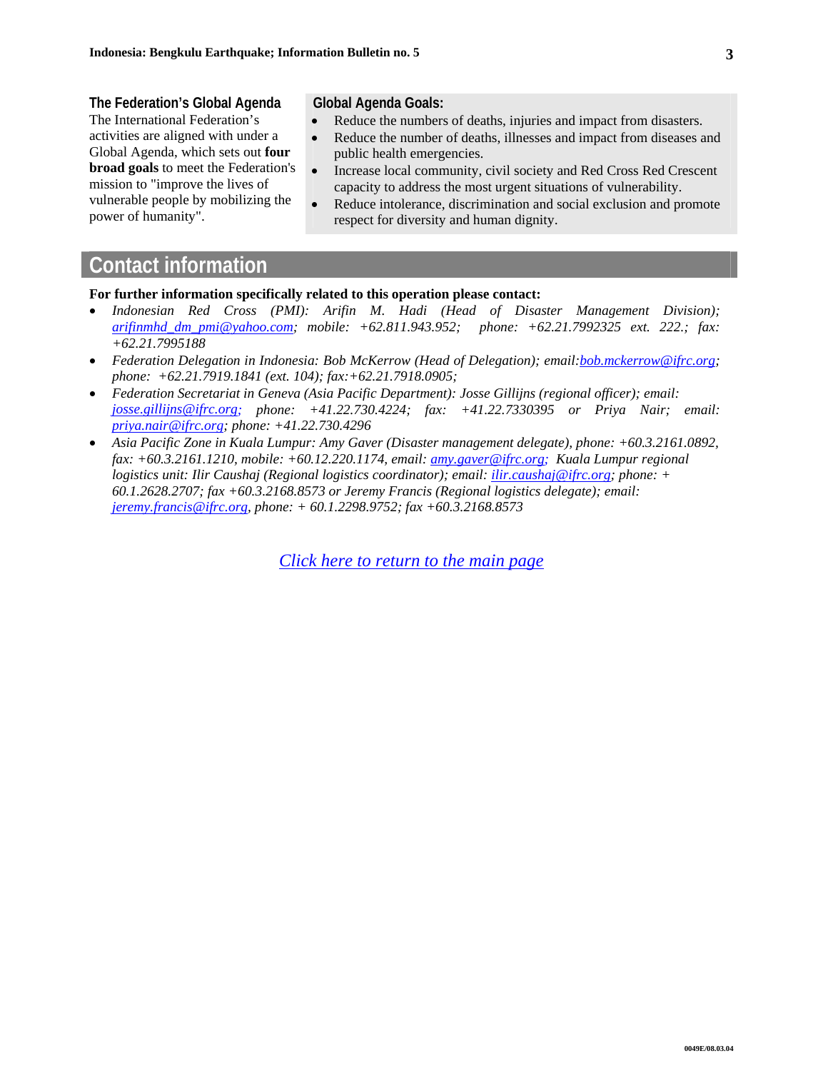**The Federation's Global Agenda**

The International Federation's activities are aligned with under a Global Agenda, which sets out **four broad goals** to meet the Federation's mission to "improve the lives of vulnerable people by mobilizing the power of humanity".

**Global Agenda Goals:**

- Reduce the numbers of deaths, injuries and impact from disasters.
- Reduce the number of deaths, illnesses and impact from diseases and public health emergencies.
- Increase local community, civil society and Red Cross Red Crescent capacity to address the most urgent situations of vulnerability.
- Reduce intolerance, discrimination and social exclusion and promote respect for diversity and human dignity.

## Contact information

**For further information specifically related to this operation please contact:**

- *Indonesian Red Cross (PMI): Arifin M. Hadi (Head of Disaster Management Division); arifinmhd_dm_pmi@yahoo.com; mobile: +62.811.943.952; phone: +62.21.7992325 ext. 222.; fax: +62.21.7995188*
- *Federation Delegation in Indonesia: Bob McKerrow (Head of Delegation); email:bob.mckerrow@ifrc.org; phone: +62.21.7919.1841 (ext. 104); fax:+62.21.7918.0905;*
- *Federation Secretariat in Geneva (Asia Pacific Department): Josse Gillijns (regional officer); email: josse.gillijns@ifrc.org; phone: +41.22.730.4224; fax: +41.22.7330395 or Priya Nair; email: priya.nair@ifrc.org; phone: +41.22.730.4296*
- *Asia Pacific Zone in Kuala Lumpur: Amy Gaver (Disaster management delegate), phone: +60.3.2161.0892, fax: +60.3.2161.1210, mobile: +60.12.220.1174, email: amy.gaver@ifrc.org; Kuala Lumpur regional logistics unit: Ilir Caushaj (Regional logistics coordinator); email: ilir.caushaj@ifrc.org; phone: + 60.1.2628.2707; fax +60.3.2168.8573 or Jeremy Francis (Regional logistics delegate); email: jeremy.francis@ifrc.org, phone: + 60.1.2298.9752; fax +60.3.2168.8573*

*Click here to return to the main page*

0049E/08.03.04